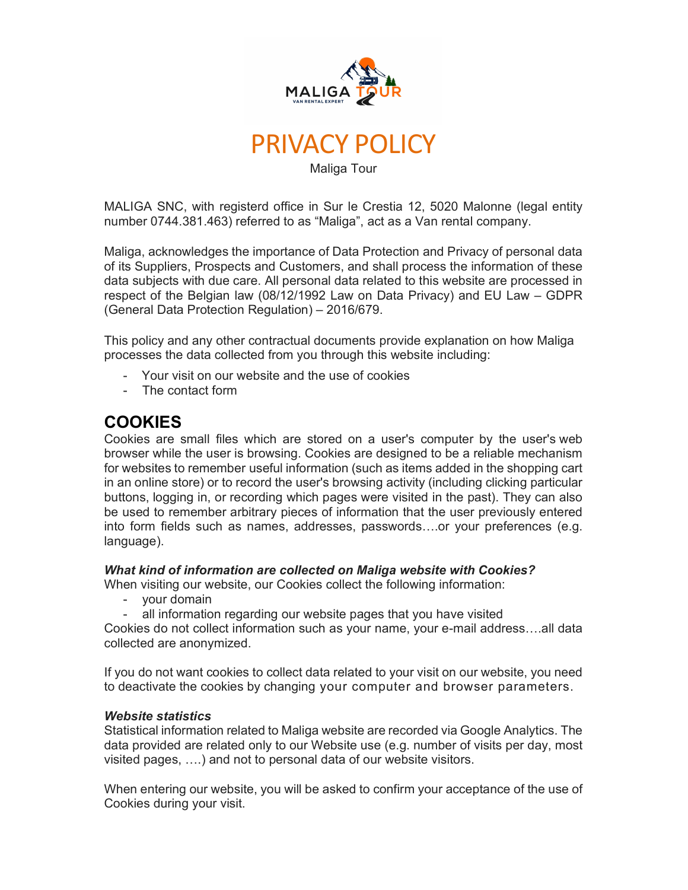# PRIVACY POLICY

Maliga Tour

MALIGA SNC, with registerd office in Sur le Crestia 12, 5020 Malonne (legal entity number 0744.381.463) referred to as "Maliga", act as a Van rental company.

Maliga, acknowledges the importance of Data Protection and Privacy of personal data of its Suppliers, Prospects and Customers, and shall process the information of these data subjects with due care. All personal data related to this website are processed in respect of the Belgian law (08/12/1992 Law on Data Privacy) and EU Law – GDPR (General Data Protection Regulation) – 2016/679.

This policy and any other contractual documents provide explanation on how Maliga processes the data collected from you through this website including:

- Your visit on our website and the use of cookies
- The contact form

## COOKIES

Cookies are small files which are stored on a user's computer by the user's web browser while the user is browsing. Cookies are designed to be a reliable mechanism for websites to remember useful information (such as items added in the shopping cart in an online store) or to record the user's browsing activity (including clicking particular buttons, logging in, or recording which pages were visited in the past). They can also be used to remember arbitrary pieces of information that the user previously entered into form fields such as names, addresses, passwords….or your preferences (e.g. language).

***What kind of information are collected on Maliga website with Cookies?***

When visiting our website, our Cookies collect the following information:

- your domain
- all information regarding our website pages that you have visited

Cookies do not collect information such as your name, your e-mail address….all data collected are anonymized.

If you do not want cookies to collect data related to your visit on our website, you need to deactivate the cookies by changing your computer and browser parameters.

***Website statistics***

Statistical information related to Maliga website are recorded via Google Analytics. The data provided are related only to our Website use (e.g. number of visits per day, most visited pages, ….) and not to personal data of our website visitors.

When entering our website, you will be asked to confirm your acceptance of the use of Cookies during your visit.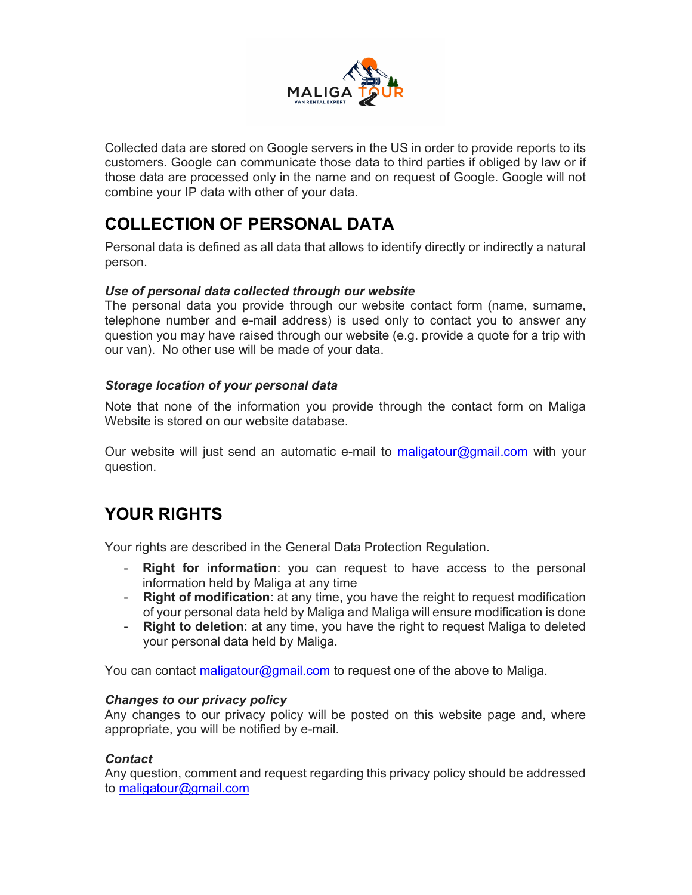Collected data are stored on Google servers in the US in order to provide reports to its customers. Google can communicate those data to third parties if obliged by law or if those data are processed only in the name and on request of Google. Google will not combine your IP data with other of your data.

## COLLECTION OF PERSONAL DATA

Personal data is defined as all data that allows to identify directly or indirectly a natural person.

***Use of personal data collected through our website***
The personal data you provide through our website contact form (name, surname, telephone number and e-mail address) is used only to contact you to answer any question you may have raised through our website (e.g. provide a quote for a trip with our van). No other use will be made of your data.

***Storage location of your personal data***

Note that none of the information you provide through the contact form on Maliga Website is stored on our website database.

Our website will just send an automatic e-mail to maligatour@gmail.com with your question.

## YOUR RIGHTS

Your rights are described in the General Data Protection Regulation.

- **Right for information**: you can request to have access to the personal information held by Maliga at any time
- **Right of modification**: at any time, you have the reight to request modification of your personal data held by Maliga and Maliga will ensure modification is done
- **Right to deletion**: at any time, you have the right to request Maliga to deleted your personal data held by Maliga.

You can contact maligatour@gmail.com to request one of the above to Maliga.

***Changes to our privacy policy***
Any changes to our privacy policy will be posted on this website page and, where appropriate, you will be notified by e-mail.

***Contact***
Any question, comment and request regarding this privacy policy should be addressed to maligatour@gmail.com